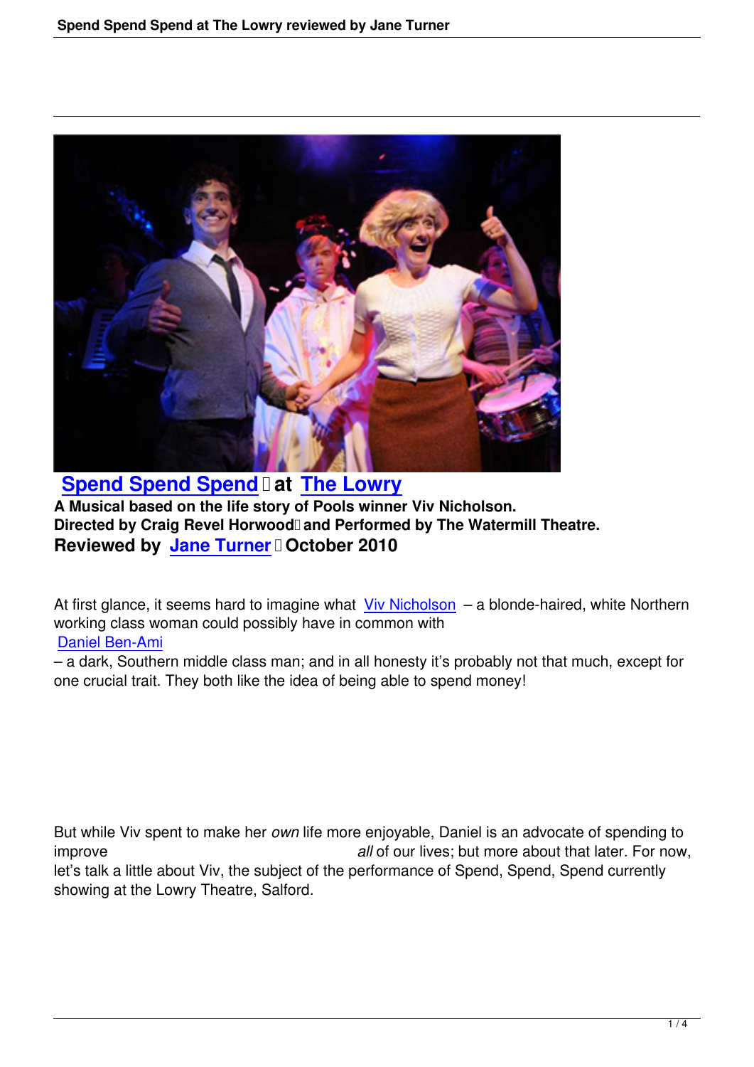## Spend Spend Spend at The Lowry

**A Musical based on the life story of Pools winner Viv Nicholson.**
**Directed by Craig Revel Horwood and Performed by The Watermill Theatre.**

**Reviewed by Jane Turner October 2010**

At first glance, it seems hard to imagine what Viv Nicholson – a blonde-haired, white Northern working class woman could possibly have in common with Daniel Ben-Ami – a dark, Southern middle class man; and in all honesty it's probably not that much, except for one crucial trait. They both like the idea of being able to spend money!

But while Viv spent to make her *own* life more enjoyable, Daniel is an advocate of spending to improve *all* of our lives; but more about that later. For now, let's talk a little about Viv, the subject of the performance of Spend, Spend, Spend currently showing at the Lowry Theatre, Salford.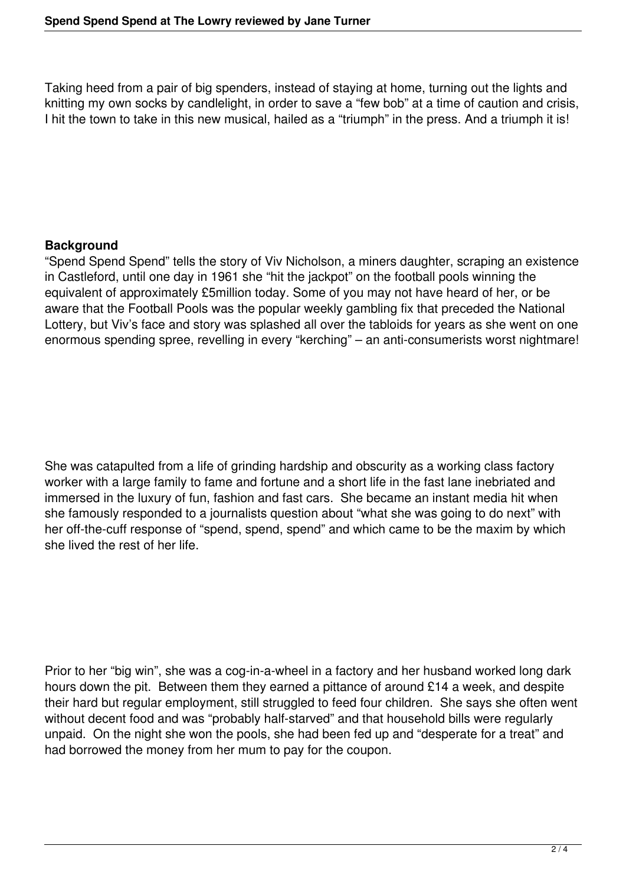Taking heed from a pair of big spenders, instead of staying at home, turning out the lights and knitting my own socks by candlelight, in order to save a "few bob" at a time of caution and crisis, I hit the town to take in this new musical, hailed as a "triumph" in the press. And a triumph it is!

**Background**

"Spend Spend Spend" tells the story of Viv Nicholson, a miners daughter, scraping an existence in Castleford, until one day in 1961 she "hit the jackpot" on the football pools winning the equivalent of approximately £5million today. Some of you may not have heard of her, or be aware that the Football Pools was the popular weekly gambling fix that preceded the National Lottery, but Viv's face and story was splashed all over the tabloids for years as she went on one enormous spending spree, revelling in every "kerching" – an anti-consumerists worst nightmare!

She was catapulted from a life of grinding hardship and obscurity as a working class factory worker with a large family to fame and fortune and a short life in the fast lane inebriated and immersed in the luxury of fun, fashion and fast cars. She became an instant media hit when she famously responded to a journalists question about "what she was going to do next" with her off-the-cuff response of "spend, spend, spend" and which came to be the maxim by which she lived the rest of her life.

Prior to her "big win", she was a cog-in-a-wheel in a factory and her husband worked long dark hours down the pit. Between them they earned a pittance of around £14 a week, and despite their hard but regular employment, still struggled to feed four children. She says she often went without decent food and was "probably half-starved" and that household bills were regularly unpaid. On the night she won the pools, she had been fed up and "desperate for a treat" and had borrowed the money from her mum to pay for the coupon.